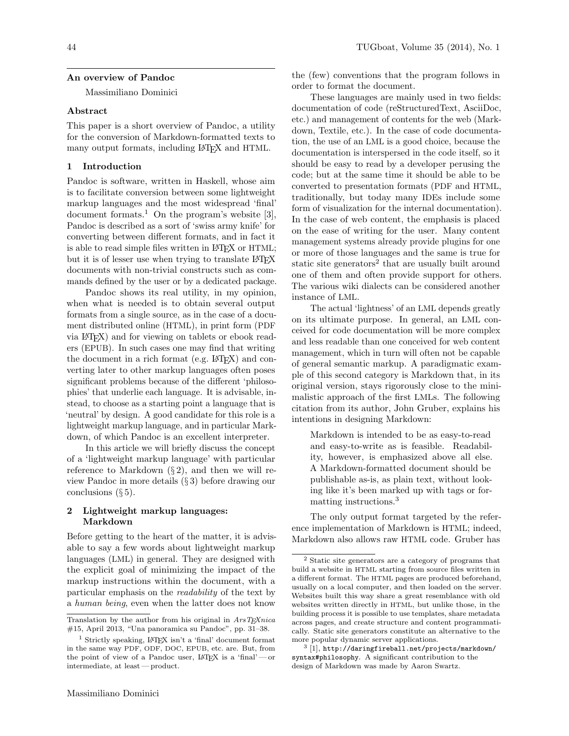## An overview of Pandoc

Massimiliano Dominici

### Abstract

This paper is a short overview of Pandoc, a utility for the conversion of Markdown-formatted texts to many output formats, including LaTeX and HTML.

### 1 Introduction

Pandoc is software, written in Haskell, whose aim is to facilitate conversion between some lightweight markup languages and the most widespread 'final' document formats.[1] On the program's website [3], Pandoc is described as a sort of 'swiss army knife' for converting between different formats, and in fact it is able to read simple files written in LaTeX or HTML; but it is of lesser use when trying to translate LaTeX documents with non-trivial constructs such as commands defined by the user or by a dedicated package.

Pandoc shows its real utility, in my opinion, when what is needed is to obtain several output formats from a single source, as in the case of a document distributed online (HTML), in print form (PDF via LaTeX) and for viewing on tablets or ebook readers (EPUB). In such cases one may find that writing the document in a rich format (e.g. LaTeX) and converting later to other markup languages often poses significant problems because of the different 'philosophies' that underlie each language. It is advisable, instead, to choose as a starting point a language that is 'neutral' by design. A good candidate for this role is a lightweight markup language, and in particular Markdown, of which Pandoc is an excellent interpreter.

In this article we will briefly discuss the concept of a 'lightweight markup language' with particular reference to Markdown (§ 2), and then we will review Pandoc in more details (§ 3) before drawing our conclusions (§ 5).

### 2 Lightweight markup languages: Markdown

Before getting to the heart of the matter, it is advisable to say a few words about lightweight markup languages (LML) in general. They are designed with the explicit goal of minimizing the impact of the markup instructions within the document, with a particular emphasis on the *readability* of the text by a *human being*, even when the latter does not know the (few) conventions that the program follows in order to format the document.

These languages are mainly used in two fields: documentation of code (reStructuredText, AsciiDoc, etc.) and management of contents for the web (Markdown, Textile, etc.). In the case of code documentation, the use of an LML is a good choice, because the documentation is interspersed in the code itself, so it should be easy to read by a developer perusing the code; but at the same time it should be able to be converted to presentation formats (PDF and HTML, traditionally, but today many IDEs include some form of visualization for the internal documentation). In the case of web content, the emphasis is placed on the ease of writing for the user. Many content management systems already provide plugins for one or more of those languages and the same is true for static site generators[2] that are usually built around one of them and often provide support for others. The various wiki dialects can be considered another instance of LML.

The actual 'lightness' of an LML depends greatly on its ultimate purpose. In general, an LML conceived for code documentation will be more complex and less readable than one conceived for web content management, which in turn will often not be capable of general semantic markup. A paradigmatic example of this second category is Markdown that, in its original version, stays rigorously close to the minimalistic approach of the first LMLs. The following citation from its author, John Gruber, explains his intentions in designing Markdown:

> Markdown is intended to be as easy-to-read and easy-to-write as is feasible. Readability, however, is emphasized above all else. A Markdown-formatted document should be publishable as-is, as plain text, without looking like it's been marked up with tags or formatting instructions.[3]

The only output format targeted by the reference implementation of Markdown is HTML; indeed, Markdown also allows raw HTML code. Gruber has

---

Translation by the author from his original in *ArsTeXnica* #15, April 2013, "Una panoramica su Pandoc", pp. 31–38.

[1] Strictly speaking, LaTeX isn't a 'final' document format in the same way PDF, ODF, DOC, EPUB, etc. are. But, from the point of view of a Pandoc user, LaTeX is a 'final' — or intermediate, at least — product.

[2] Static site generators are a category of programs that build a website in HTML starting from source files written in a different format. The HTML pages are produced beforehand, usually on a local computer, and then loaded on the server. Websites built this way share a great resemblance with old websites written directly in HTML, but unlike those, in the building process it is possible to use templates, share metadata across pages, and create structure and content programmatically. Static site generators constitute an alternative to the more popular dynamic server applications.

[3] [1], `http://daringfireball.net/projects/markdown/syntax#philosophy`. A significant contribution to the design of Markdown was made by Aaron Swartz.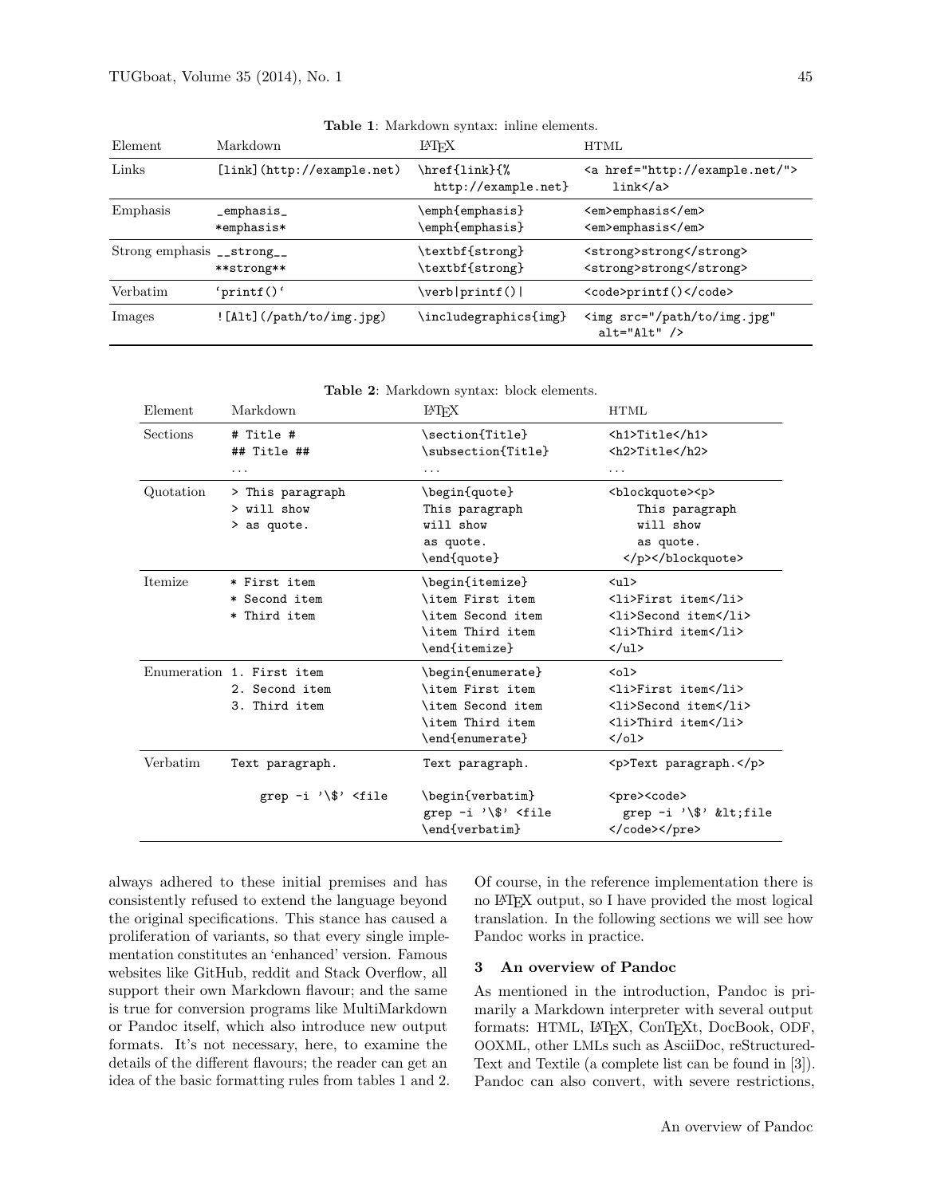**Table 1**: Markdown syntax: inline elements.

| Element | Markdown | LaTeX | HTML |
|---|---|---|---|
| Links | `[link](http://example.net)` | `\href{link}{% http://example.net}` | `<a href="http://example.net/"> link</a>` |
| Emphasis | `_emphasis_` <br> `*emphasis*` | `\emph{emphasis}` <br> `\emph{emphasis}` | `<em>emphasis</em>` <br> `<em>emphasis</em>` |
| Strong emphasis | `__strong__` <br> `**strong**` | `\textbf{strong}` <br> `\textbf{strong}` | `<strong>strong</strong>` <br> `<strong>strong</strong>` |
| Verbatim | `` `printf()` `` | `\verb|printf()|` | `<code>printf()</code>` |
| Images | `![Alt](/path/to/img.jpg)` | `\includegraphics{img}` | `<img src="/path/to/img.jpg" alt="Alt" />` |

**Table 2**: Markdown syntax: block elements.

| Element | Markdown | LaTeX | HTML |
|---|---|---|---|
| Sections | `# Title #` <br> `## Title ##` <br> ... | `\section{Title}` <br> `\subsection{Title}` <br> ... | `<h1>Title</h1>` <br> `<h2>Title</h2>` <br> ... |
| Quotation | `> This paragraph` <br> `> will show` <br> `> as quote.` | `\begin{quote}` <br> `This paragraph` <br> `will show` <br> `as quote.` <br> `\end{quote}` | `<blockquote><p>` <br> `This paragraph` <br> `will show` <br> `as quote.` <br> `</p></blockquote>` |
| Itemize | `* First item` <br> `* Second item` <br> `* Third item` | `\begin{itemize}` <br> `\item First item` <br> `\item Second item` <br> `\item Third item` <br> `\end{itemize}` | `<ul>` <br> `<li>First item</li>` <br> `<li>Second item</li>` <br> `<li>Third item</li>` <br> `</ul>` |
| Enumeration | `1. First item` <br> `2. Second item` <br> `3. Third item` | `\begin{enumerate}` <br> `\item First item` <br> `\item Second item` <br> `\item Third item` <br> `\end{enumerate}` | `<ol>` <br> `<li>First item</li>` <br> `<li>Second item</li>` <br> `<li>Third item</li>` <br> `</ol>` |
| Verbatim | `Text paragraph.` <br><br> `    grep -i '\$' <file` | `Text paragraph.` <br><br> `\begin{verbatim}` <br> `grep -i '\$' <file` <br> `\end{verbatim}` | `<p>Text paragraph.</p>` <br><br> `<pre><code>` <br> `grep -i '\$' &lt;file` <br> `</code></pre>` |

always adhered to these initial premises and has consistently refused to extend the language beyond the original specifications. This stance has caused a proliferation of variants, so that every single implementation constitutes an 'enhanced' version. Famous websites like GitHub, reddit and Stack Overflow, all support their own Markdown flavour; and the same is true for conversion programs like MultiMarkdown or Pandoc itself, which also introduce new output formats. It's not necessary, here, to examine the details of the different flavours; the reader can get an idea of the basic formatting rules from tables 1 and 2. Of course, in the reference implementation there is no LaTeX output, so I have provided the most logical translation. In the following sections we will see how Pandoc works in practice.

## 3 An overview of Pandoc

As mentioned in the introduction, Pandoc is primarily a Markdown interpreter with several output formats: HTML, LaTeX, ConTeXt, DocBook, ODF, OOXML, other LMLs such as AsciiDoc, reStructuredText and Textile (a complete list can be found in [3]). Pandoc can also convert, with severe restrictions,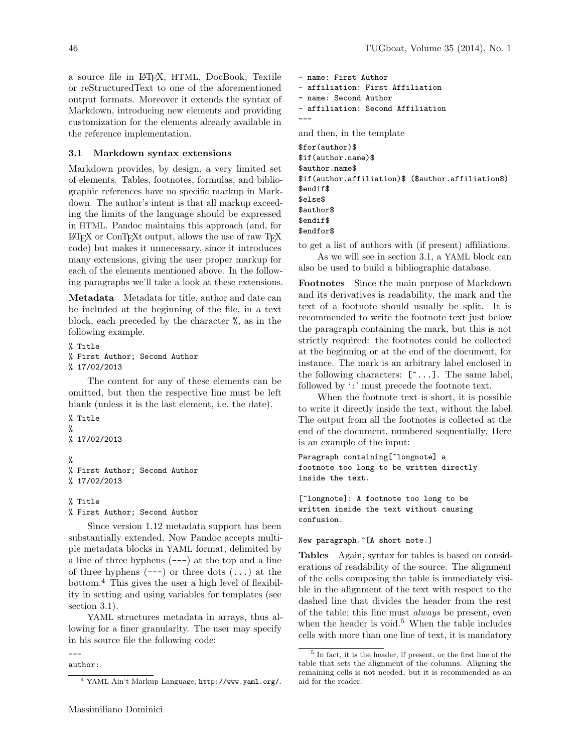a source file in LaTeX, HTML, DocBook, Textile or reStructuredText to one of the aforementioned output formats. Moreover it extends the syntax of Markdown, introducing new elements and providing customization for the elements already available in the reference implementation.

### 3.1 Markdown syntax extensions

Markdown provides, by design, a very limited set of elements. Tables, footnotes, formulas, and bibliographic references have no specific markup in Markdown. The author's intent is that all markup exceeding the limits of the language should be expressed in HTML. Pandoc maintains this approach (and, for LaTeX or ConTeXt output, allows the use of raw TeX code) but makes it unnecessary, since it introduces many extensions, giving the user proper markup for each of the elements mentioned above. In the following paragraphs we'll take a look at these extensions.

**Metadata** Metadata for title, author and date can be included at the beginning of the file, in a text block, each preceded by the character %, as in the following example.

```
% Title
% First Author; Second Author
% 17/02/2013
```

The content for any of these elements can be omitted, but then the respective line must be left blank (unless it is the last element, i.e. the date).

```
% Title
%
% 17/02/2013

%
% First Author; Second Author
% 17/02/2013

% Title
% First Author; Second Author
```

Since version 1.12 metadata support has been substantially extended. Now Pandoc accepts multiple metadata blocks in YAML format, delimited by a line of three hyphens (---) at the top and a line of three hyphens (---) or three dots (...) at the bottom.[4] This gives the user a high level of flexibility in setting and using variables for templates (see section 3.1).

YAML structures metadata in arrays, thus allowing for a finer granularity. The user may specify in his source file the following code:

```
---
author:
- name: First Author
- affiliation: First Affiliation
- name: Second Author
- affiliation: Second Affiliation
---
```

and then, in the template

```
$for(author)$
$if(author.name)$
$author.name$
$if(author.affiliation)$ ($author.affiliation$)
$endif$
$else$
$author$
$endif$
$endfor$
```

to get a list of authors with (if present) affiliations.

As we will see in section 3.1, a YAML block can also be used to build a bibliographic database.

**Footnotes** Since the main purpose of Markdown and its derivatives is readability, the mark and the text of a footnote should usually be split. It is recommended to write the footnote text just below the paragraph containing the mark, but this is not strictly required: the footnotes could be collected at the beginning or at the end of the document, for instance. The mark is an arbitrary label enclosed in the following characters: [^...]. The same label, followed by ':' must precede the footnote text.

When the footnote text is short, it is possible to write it directly inside the text, without the label. The output from all the footnotes is collected at the end of the document, numbered sequentially. Here is an example of the input:

```
Paragraph containing[^longnote] a
footnote too long to be written directly
inside the text.

[^longnote]: A footnote too long to be
written inside the text without causing
confusion.

New paragraph.^[A short note.]
```

**Tables** Again, syntax for tables is based on considerations of readability of the source. The alignment of the cells composing the table is immediately visible in the alignment of the text with respect to the dashed line that divides the header from the rest of the table; this line must *always* be present, even when the header is void.[5] When the table includes cells with more than one line of text, it is mandatory

---

[4] YAML Ain't Markup Language, http://www.yaml.org/.

[5] In fact, it is the header, if present, or the first line of the table that sets the alignment of the columns. Aligning the remaining cells is not needed, but it is recommended as an aid for the reader.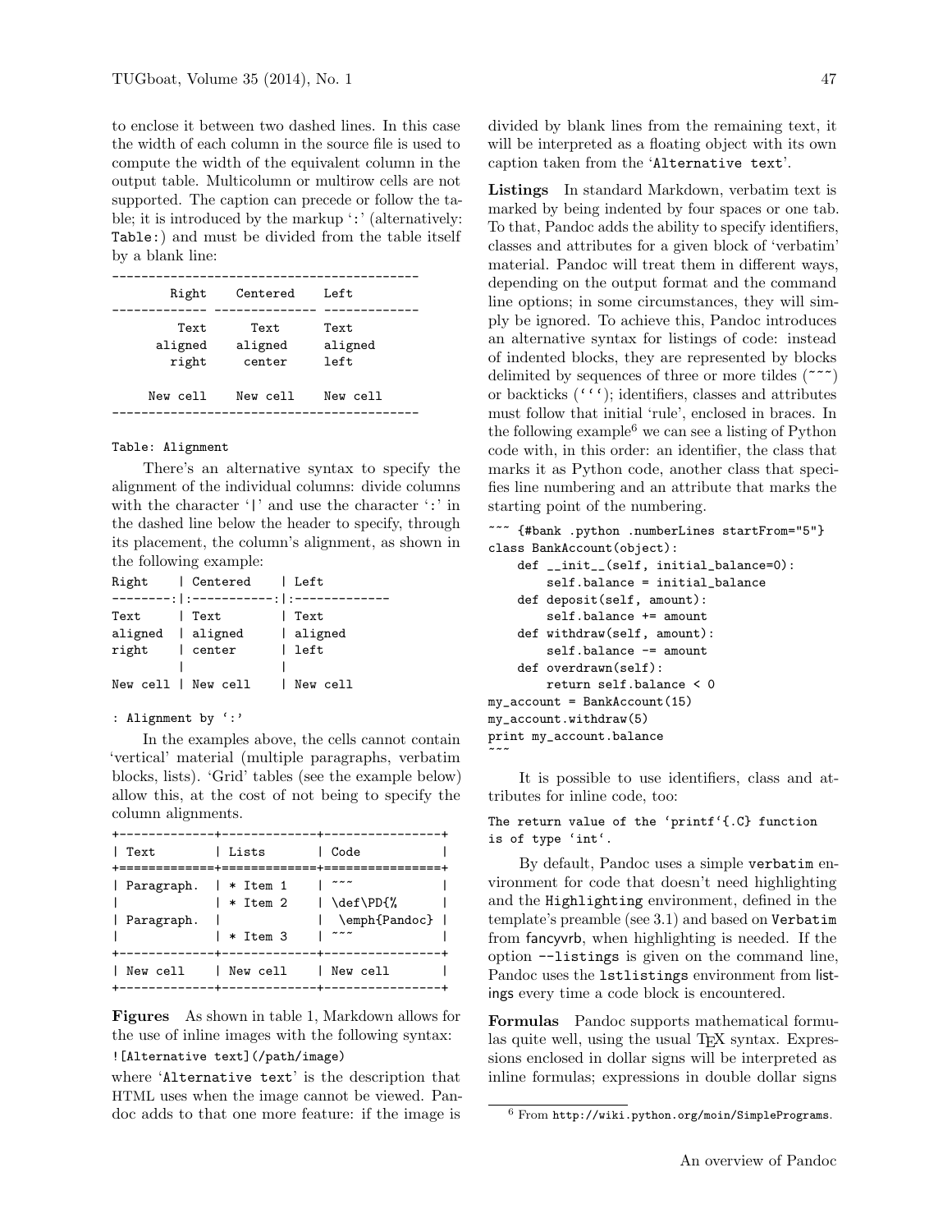to enclose it between two dashed lines. In this case the width of each column in the source file is used to compute the width of the equivalent column in the output table. Multicolumn or multirow cells are not supported. The caption can precede or follow the table; it is introduced by the markup ‘`:`’ (alternatively: `Table:`) and must be divided from the table itself by a blank line:

```
-------------------------------------------
      Right    Centered    Left
------------- ------------- -------------
       Text      Text      Text
    aligned    aligned     aligned
      right     center     left

   New cell   New cell     New cell
-------------------------------------------

Table: Alignment
```

There’s an alternative syntax to specify the alignment of the individual columns: divide columns with the character ‘`|`’ and use the character ‘`:`’ in the dashed line below the header to specify, through its placement, the column’s alignment, as shown in the following example:

```
Right    | Centered     | Left
--------:|:-----------:|:-------------
Text     | Text         | Text
aligned  | aligned      | aligned
right    | center       | left
         |              |
New cell | New cell     | New cell

: Alignment by ‘:’
```

In the examples above, the cells cannot contain ‘vertical’ material (multiple paragraphs, verbatim blocks, lists). ‘Grid’ tables (see the example below) allow this, at the cost of not being to specify the column alignments.

```
+-------------+-------------+----------------+
| Text        | Lists       | Code           |
+=============+=============+================+
| Paragraph.  | * Item 1    | ~~~            |
|             | * Item 2    | \def\PD{%      |
| Paragraph.  |             |  \emph{Pandoc} |
|             | * Item 3    | ~~~            |
+-------------+-------------+----------------+
| New cell    | New cell    | New cell       |
+-------------+-------------+----------------+
```

**Figures** As shown in table 1, Markdown allows for the use of inline images with the following syntax:

`![Alternative text](/path/image)`

where ‘`Alternative text`’ is the description that HTML uses when the image cannot be viewed. Pandoc adds to that one more feature: if the image is divided by blank lines from the remaining text, it will be interpreted as a floating object with its own caption taken from the ‘`Alternative text`’.

**Listings** In standard Markdown, verbatim text is marked by being indented by four spaces or one tab. To that, Pandoc adds the ability to specify identifiers, classes and attributes for a given block of ‘verbatim’ material. Pandoc will treat them in different ways, depending on the output format and the command line options; in some circumstances, they will simply be ignored. To achieve this, Pandoc introduces an alternative syntax for listings of code: instead of indented blocks, they are represented by blocks delimited by sequences of three or more tildes (`~~~`) or backticks (```` ``` ````); identifiers, classes and attributes must follow that initial ‘rule’, enclosed in braces. In the following example[6] we can see a listing of Python code with, in this order: an identifier, the class that marks it as Python code, another class that specifies line numbering and an attribute that marks the starting point of the numbering.

```
~~~ {#bank .python .numberLines startFrom="5"}
class BankAccount(object):
    def __init__(self, initial_balance=0):
        self.balance = initial_balance
    def deposit(self, amount):
        self.balance += amount
    def withdraw(self, amount):
        self.balance -= amount
    def overdrawn(self):
        return self.balance < 0
my_account = BankAccount(15)
my_account.withdraw(5)
print my_account.balance
~~~
```

It is possible to use identifiers, class and attributes for inline code, too:

```
The return value of the `printf`{.C} function
is of type `int`.
```

By default, Pandoc uses a simple `verbatim` environment for code that doesn’t need highlighting and the `Highlighting` environment, defined in the template’s preamble (see 3.1) and based on `Verbatim` from fancyvrb, when highlighting is needed. If the option `--listings` is given on the command line, Pandoc uses the `lstlistings` environment from listings every time a code block is encountered.

**Formulas** Pandoc supports mathematical formulas quite well, using the usual TeX syntax. Expressions enclosed in dollar signs will be interpreted as inline formulas; expressions in double dollar signs

[6] From `http://wiki.python.org/moin/SimplePrograms`.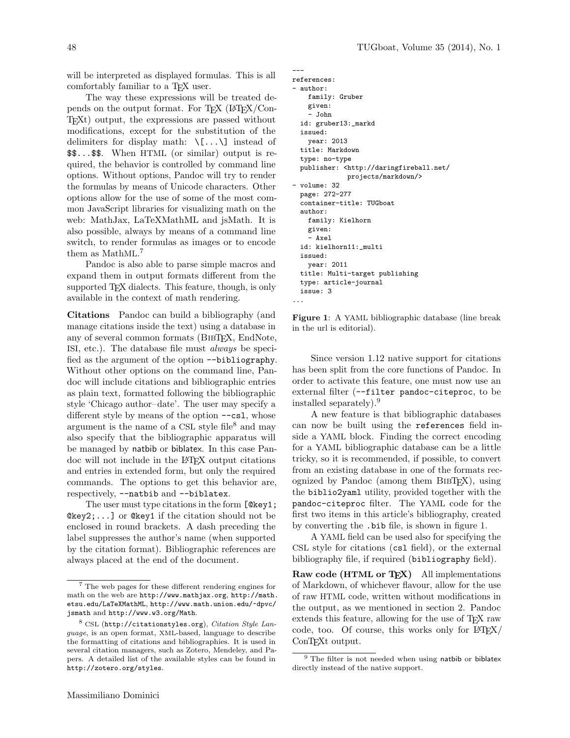will be interpreted as displayed formulas. This is all comfortably familiar to a TeX user.

The way these expressions will be treated depends on the output format. For TeX (LaTeX/ConTeXt) output, the expressions are passed without modifications, except for the substitution of the delimiters for display math: `\[...\]` instead of `$$...$$`. When HTML (or similar) output is required, the behavior is controlled by command line options. Without options, Pandoc will try to render the formulas by means of Unicode characters. Other options allow for the use of some of the most common JavaScript libraries for visualizing math on the web: MathJax, LaTeXMathML and jsMath. It is also possible, always by means of a command line switch, to render formulas as images or to encode them as MathML.[7]

Pandoc is also able to parse simple macros and expand them in output formats different from the supported TeX dialects. This feature, though, is only available in the context of math rendering.

**Citations** Pandoc can build a bibliography (and manage citations inside the text) using a database in any of several common formats (BibTeX, EndNote, ISI, etc.). The database file must *always* be specified as the argument of the option `--bibliography`. Without other options on the command line, Pandoc will include citations and bibliographic entries as plain text, formatted following the bibliographic style 'Chicago author–date'. The user may specify a different style by means of the option `--csl`, whose argument is the name of a CSL style file[8] and may also specify that the bibliographic apparatus will be managed by natbib or biblatex. In this case Pandoc will not include in the LaTeX output citations and entries in extended form, but only the required commands. The options to get this behavior are, respectively, `--natbib` and `--biblatex`.

The user must type citations in the form `[@key1; @key2;...]` or `@key1` if the citation should not be enclosed in round brackets. A dash preceding the label suppresses the author's name (when supported by the citation format). Bibliographic references are always placed at the end of the document.

[7] The web pages for these different rendering engines for math on the web are http://www.mathjax.org, http://math.etsu.edu/LaTeXMathML, http://www.math.union.edu/~dpvc/jsmath and http://www.w3.org/Math.

[8] CSL (http://citationstyles.org), *Citation Style Language*, is an open format, XML-based, language to describe the formatting of citations and bibliographies. It is used in several citation managers, such as Zotero, Mendeley, and Papers. A detailed list of the available styles can be found in http://zotero.org/styles.

```
---
references:
- author:
    family: Gruber
    given:
    - John
  id: gruber13:_markd
  issued:
    year: 2013
  title: Markdown
  type: no-type
  publisher: <http://daringfireball.net/
             projects/markdown/>
- volume: 32
  page: 272-277
  container-title: TUGboat
  author:
    family: Kielhorn
    given:
    - Axel
  id: kielhorn11:_multi
  issued:
    year: 2011
  title: Multi-target publishing
  type: article-journal
  issue: 3
...
```

**Figure 1**: A YAML bibliographic database (line break in the url is editorial).

Since version 1.12 native support for citations has been split from the core functions of Pandoc. In order to activate this feature, one must now use an external filter (`--filter pandoc-citeproc`, to be installed separately).[9]

A new feature is that bibliographic databases can now be built using the `references` field inside a YAML block. Finding the correct encoding for a YAML bibliographic database can be a little tricky, so it is recommended, if possible, to convert from an existing database in one of the formats recognized by Pandoc (among them BibTeX), using the `biblio2yaml` utility, provided together with the `pandoc-citeproc` filter. The YAML code for the first two items in this article's bibliography, created by converting the `.bib` file, is shown in figure 1.

A YAML field can be used also for specifying the CSL style for citations (`csl` field), or the external bibliography file, if required (`bibliography` field).

**Raw code (HTML or TeX)** All implementations of Markdown, of whichever flavour, allow for the use of raw HTML code, written without modifications in the output, as we mentioned in section 2. Pandoc extends this feature, allowing for the use of TeX raw code, too. Of course, this works only for LaTeX/ConTeXt output.

[9] The filter is not needed when using natbib or biblatex directly instead of the native support.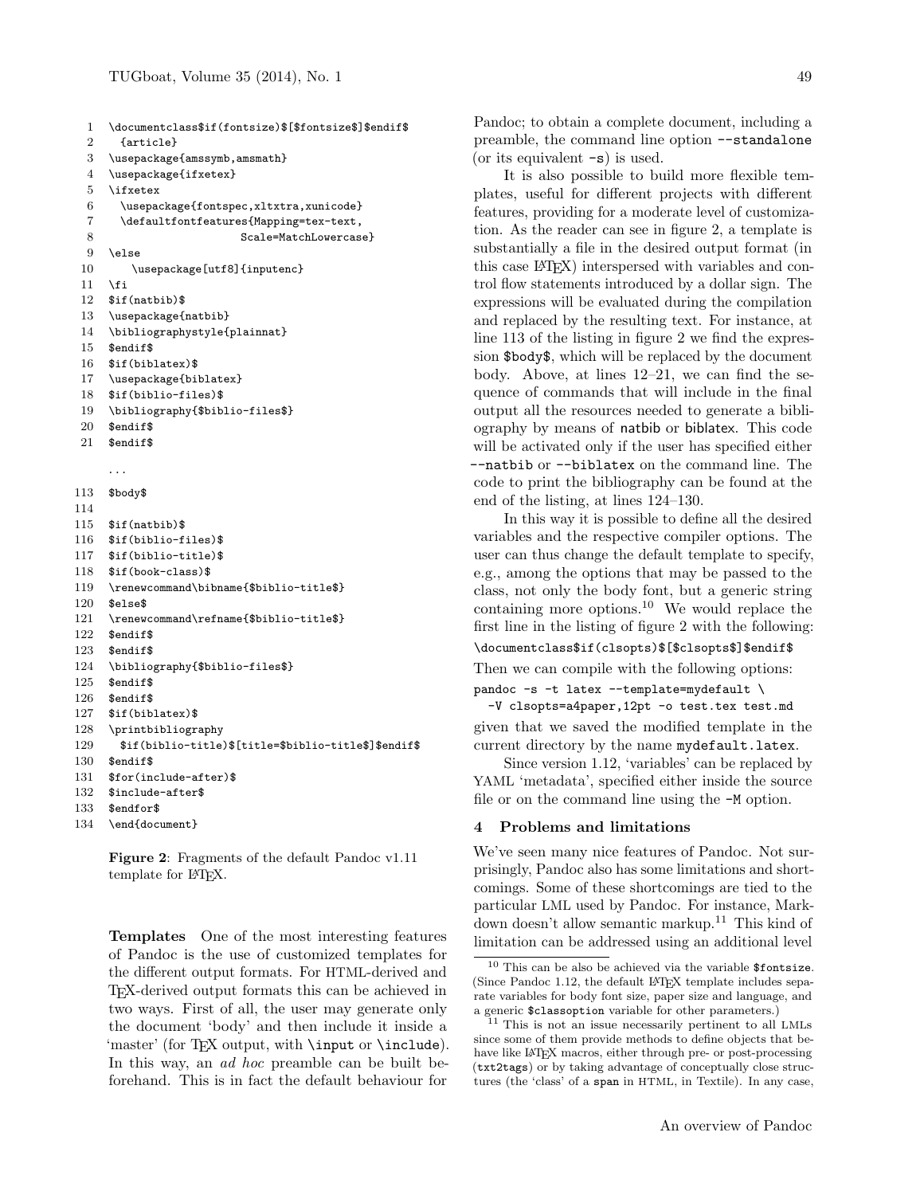```
1   \documentclass$if(fontsize)$[$fontsize$]$endif$
2     {article}
3   \usepackage{amssymb,amsmath}
4   \usepackage{ifxetex}
5   \ifxetex
6     \usepackage{fontspec,xltxtra,xunicode}
7     \defaultfontfeatures{Mapping=tex-text,
8                          Scale=MatchLowercase}
9   \else
10      \usepackage[utf8]{inputenc}
11  \fi
12  $if(natbib)$
13  \usepackage{natbib}
14  \bibliographystyle{plainnat}
15  $endif$
16  $if(biblatex)$
17  \usepackage{biblatex}
18  $if(biblio-files)$
19  \bibliography{$biblio-files$}
20  $endif$
21  $endif$
    ...
113 $body$
114
115 $if(natbib)$
116 $if(biblio-files)$
117 $if(biblio-title)$
118 $if(book-class)$
119 \renewcommand\bibname{$biblio-title$}
120 $else$
121 \renewcommand\refname{$biblio-title$}
122 $endif$
123 $endif$
124 \bibliography{$biblio-files$}
125 $endif$
126 $endif$
127 $if(biblatex)$
128 \printbibliography
129   $if(biblio-title)$[title=$biblio-title$]$endif$
130 $endif$
131 $for(include-after)$
132 $include-after$
133 $endfor$
134 \end{document}
```

**Figure 2**: Fragments of the default Pandoc v1.11 template for LaTeX.

**Templates** One of the most interesting features of Pandoc is the use of customized templates for the different output formats. For HTML-derived and TeX-derived output formats this can be achieved in two ways. First of all, the user may generate only the document 'body' and then include it inside a 'master' (for TeX output, with `\input` or `\include`). In this way, an *ad hoc* preamble can be built beforehand. This is in fact the default behaviour for Pandoc; to obtain a complete document, including a preamble, the command line option `--standalone` (or its equivalent `-s`) is used.

It is also possible to build more flexible templates, useful for different projects with different features, providing for a moderate level of customization. As the reader can see in figure 2, a template is substantially a file in the desired output format (in this case LaTeX) interspersed with variables and control flow statements introduced by a dollar sign. The expressions will be evaluated during the compilation and replaced by the resulting text. For instance, at line 113 of the listing in figure 2 we find the expression `$body$`, which will be replaced by the document body. Above, at lines 12–21, we can find the sequence of commands that will include in the final output all the resources needed to generate a bibliography by means of natbib or biblatex. This code will be activated only if the user has specified either `--natbib` or `--biblatex` on the command line. The code to print the bibliography can be found at the end of the listing, at lines 124–130.

In this way it is possible to define all the desired variables and the respective compiler options. The user can thus change the default template to specify, e.g., among the options that may be passed to the class, not only the body font, but a generic string containing more options.[10] We would replace the first line in the listing of figure 2 with the following:

```
\documentclass$if(clsopts)$[$clsopts$]$endif$
```

Then we can compile with the following options:

```
pandoc -s -t latex --template=mydefault \
  -V clsopts=a4paper,12pt -o test.tex test.md
```

given that we saved the modified template in the current directory by the name `mydefault.latex`.

Since version 1.12, 'variables' can be replaced by YAML 'metadata', specified either inside the source file or on the command line using the `-M` option.

## 4 Problems and limitations

We've seen many nice features of Pandoc. Not surprisingly, Pandoc also has some limitations and shortcomings. Some of these shortcomings are tied to the particular LML used by Pandoc. For instance, Markdown doesn't allow semantic markup.[11] This kind of limitation can be addressed using an additional level

[10] This can be also be achieved via the variable `$fontsize`. (Since Pandoc 1.12, the default LaTeX template includes separate variables for body font size, paper size and language, and a generic `$classoption` variable for other parameters.)

[11] This is not an issue necessarily pertinent to all LMLs since some of them provide methods to define objects that behave like LaTeX macros, either through pre- or post-processing (`txt2tags`) or by taking advantage of conceptually close structures (the 'class' of a `span` in HTML, in Textile). In any case,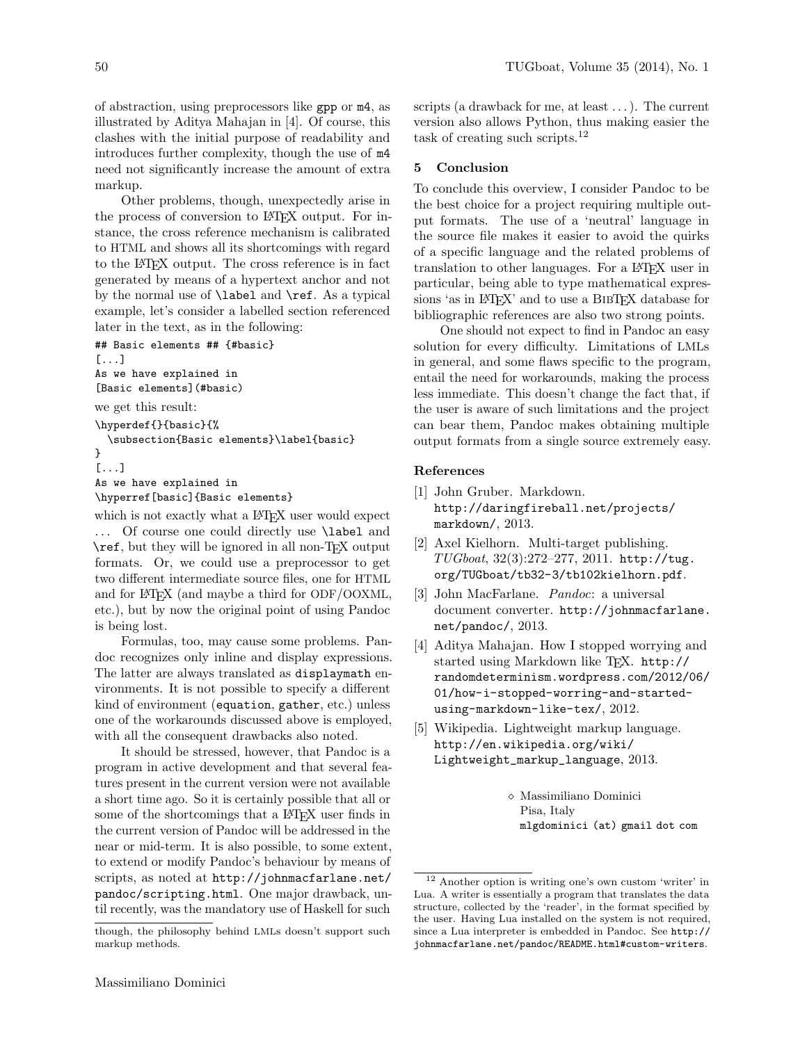of abstraction, using preprocessors like gpp or m4, as illustrated by Aditya Mahajan in [4]. Of course, this clashes with the initial purpose of readability and introduces further complexity, though the use of m4 need not significantly increase the amount of extra markup.

Other problems, though, unexpectedly arise in the process of conversion to LaTeX output. For instance, the cross reference mechanism is calibrated to HTML and shows all its shortcomings with regard to the LaTeX output. The cross reference is in fact generated by means of a hypertext anchor and not by the normal use of `\label` and `\ref`. As a typical example, let's consider a labelled section referenced later in the text, as in the following:

```
## Basic elements ## {#basic}
[...]
As we have explained in
[Basic elements](#basic)
```

we get this result:

```
\hyperdef{}{basic}{%
  \subsection{Basic elements}\label{basic}
}
[...]
As we have explained in
\hyperref[basic]{Basic elements}
```

which is not exactly what a LaTeX user would expect ... Of course one could directly use `\label` and `\ref`, but they will be ignored in all non-TeX output formats. Or, we could use a preprocessor to get two different intermediate source files, one for HTML and for LaTeX (and maybe a third for ODF/OOXML, etc.), but by now the original point of using Pandoc is being lost.

Formulas, too, may cause some problems. Pandoc recognizes only inline and display expressions. The latter are always translated as displaymath environments. It is not possible to specify a different kind of environment (equation, gather, etc.) unless one of the workarounds discussed above is employed, with all the consequent drawbacks also noted.

It should be stressed, however, that Pandoc is a program in active development and that several features present in the current version were not available a short time ago. So it is certainly possible that all or some of the shortcomings that a LaTeX user finds in the current version of Pandoc will be addressed in the near or mid-term. It is also possible, to some extent, to extend or modify Pandoc's behaviour by means of scripts, as noted at http://johnmacfarlane.net/pandoc/scripting.html. One major drawback, until recently, was the mandatory use of Haskell for such scripts (a drawback for me, at least ...). The current version also allows Python, thus making easier the task of creating such scripts.[12]

though, the philosophy behind LMLs doesn't support such markup methods.

## 5 Conclusion

To conclude this overview, I consider Pandoc to be the best choice for a project requiring multiple output formats. The use of a 'neutral' language in the source file makes it easier to avoid the quirks of a specific language and the related problems of translation to other languages. For a LaTeX user in particular, being able to type mathematical expressions 'as in LaTeX' and to use a BibTeX database for bibliographic references are also two strong points.

One should not expect to find in Pandoc an easy solution for every difficulty. Limitations of LMLs in general, and some flaws specific to the program, entail the need for workarounds, making the process less immediate. This doesn't change the fact that, if the user is aware of such limitations and the project can bear them, Pandoc makes obtaining multiple output formats from a single source extremely easy.

### References

[1] John Gruber. Markdown. http://daringfireball.net/projects/markdown/, 2013.

[2] Axel Kielhorn. Multi-target publishing. *TUGboat*, 32(3):272–277, 2011. http://tug.org/TUGboat/tb32-3/tb102kielhorn.pdf.

[3] John MacFarlane. *Pandoc*: a universal document converter. http://johnmacfarlane.net/pandoc/, 2013.

[4] Aditya Mahajan. How I stopped worrying and started using Markdown like TeX. http://randomdeterminism.wordpress.com/2012/06/01/how-i-stopped-worring-and-started-using-markdown-like-tex/, 2012.

[5] Wikipedia. Lightweight markup language. http://en.wikipedia.org/wiki/Lightweight_markup_language, 2013.

◇ Massimiliano Dominici
Pisa, Italy
mlgdominici (at) gmail dot com

[12] Another option is writing one's own custom 'writer' in Lua. A writer is essentially a program that translates the data structure, collected by the 'reader', in the format specified by the user. Having Lua installed on the system is not required, since a Lua interpreter is embedded in Pandoc. See http://johnmacfarlane.net/pandoc/README.html#custom-writers.